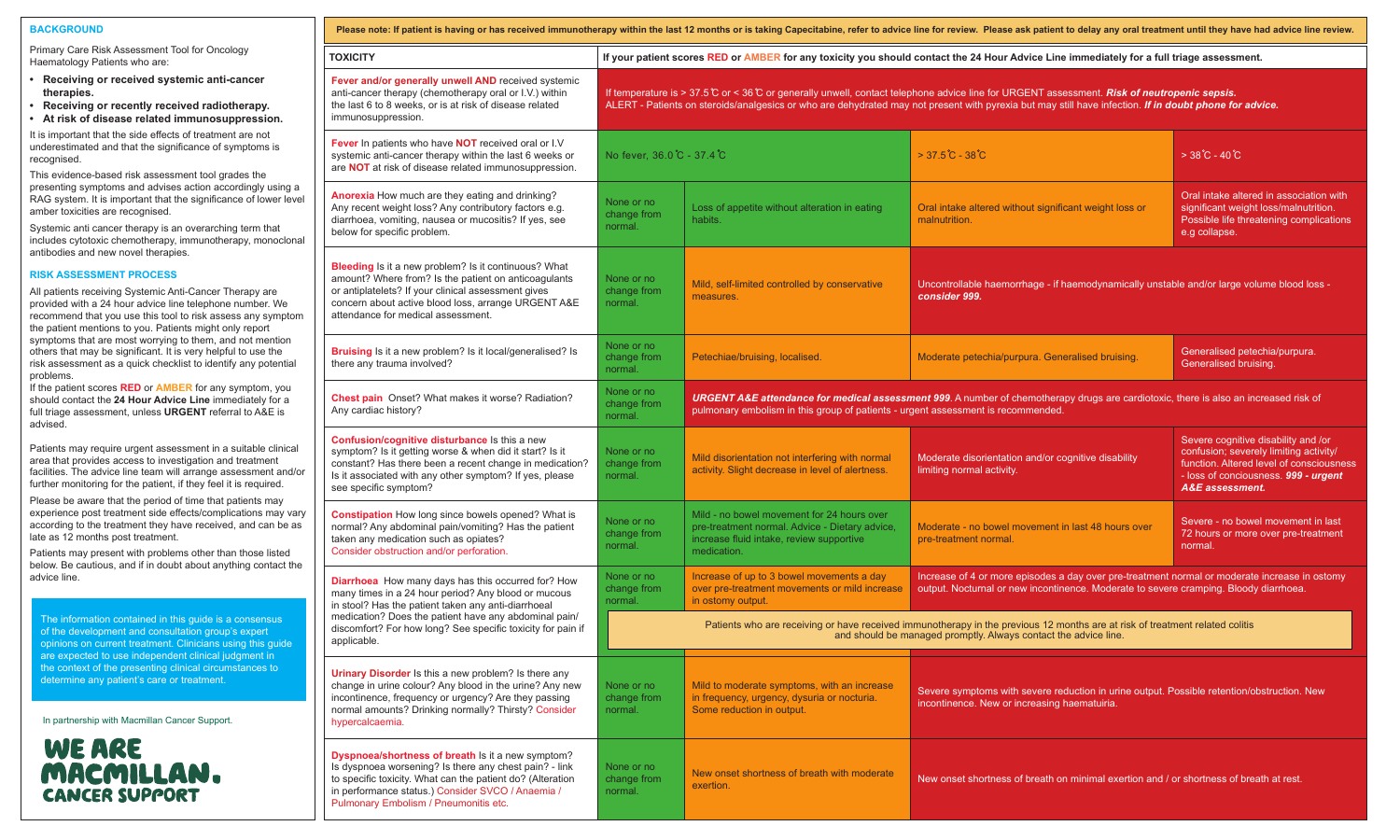## BACKGROUND

Primary Care Risk Assessment Tool for Oncology Haematology Patients who are:

- **Receiving or received systemic anti-cancer therapies.**
- **Receiving or recently received radiotherapy.**
- **At risk of disease related immunosuppression.**

It is important that the side effects of treatment are not underestimated and that the significance of symptoms is recognised.

This evidence-based risk assessment tool grades the presenting symptoms and advises action accordingly using a RAG system. It is important that the significance of lower level amber toxicities are recognised.

Systemic anti cancer therapy is an overarching term that includes cytotoxic chemotherapy, immunotherapy, monoclonal antibodies and new novel therapies.

## RISK ASSESSMENT PROCESS

All patients receiving Systemic Anti-Cancer Therapy are provided with a 24 hour advice line telephone number. We recommend that you use this tool to risk assess any symptom the patient mentions to you. Patients might only report symptoms that are most worrying to them, and not mention others that may be significant. It is very helpful to use the risk assessment as a quick checklist to identify any potential problems.

If the patient scores **RED** or **AMBER** for any symptom, you should contact the **24 Hour Advice Line** immediately for a full triage assessment, unless **URGENT** referral to A&E is advised.

Patients may require urgent assessment in a suitable clinical area that provides access to investigation and treatment facilities. The advice line team will arrange assessment and/or further monitoring for the patient, if they feel it is required.

Please be aware that the period of time that patients may experience post treatment side effects/complications may vary according to the treatment they have received, and can be as late as 12 months post treatment.

Patients may present with problems other than those listed below. Be cautious, and if in doubt about anything contact the advice line.

The information contained in this guide is a consensus of the development and consultation group's expert opinions on current treatment. Clinicians using this guide are expected to use independent clinical judgment in the context of the presenting clinical circumstances to determine any patient's care or treatment.

In partnership with Macmillan Cancer Support.

WE ARE MACMILLAN. CANCER SUPPORT

**Please note: If patient is having or has received immunotherapy within the last 12 months or is taking Capecitabine, refer to advice line for review. Please ask patient to delay any oral treatment until they have had advice line review.**

| TOXICITY | If your patient scores RED or AMBER for any toxicity you should contact the 24 Hour Advice Line immediately for a full triage assessment. | | | |
|---|---|---|---|---|
| **Fever and/or generally unwell AND** received systemic anti-cancer therapy (chemotherapy oral or I.V.) within the last 6 to 8 weeks, or is at risk of disease related immunosuppression. | If temperature is > 37.5℃ or < 36℃ or generally unwell, contact telephone advice line for URGENT assessment. ***Risk of neutropenic sepsis.*** ALERT - Patients on steroids/analgesics or who are dehydrated may not present with pyrexia but may still have infection. ***If in doubt phone for advice.*** | | | |
| **Fever** In patients who have **NOT** received oral or I.V systemic anti-cancer therapy within the last 6 weeks or are **NOT** at risk of disease related immunosuppression. | No fever, 36.0℃ - 37.4℃ | | > 37.5℃ - 38℃ | > 38℃ - 40℃ |
| **Anorexia** How much are they eating and drinking? Any recent weight loss? Any contributory factors e.g. diarrhoea, vomiting, nausea or mucositis? If yes, see below for specific problem. | None or no change from normal. | Loss of appetite without alteration in eating habits. | Oral intake altered without significant weight loss or malnutrition. | Oral intake altered in association with significant weight loss/malnutrition. Possible life threatening complications e.g collapse. |
| **Bleeding** Is it a new problem? Is it continuous? What amount? Where from? Is the patient on anticoagulants or antiplatelets? If your clinical assessment gives concern about active blood loss, arrange URGENT A&E attendance for medical assessment. | None or no change from normal. | Mild, self-limited controlled by conservative measures. | Uncontrollable haemorrhage - if haemodynamically unstable and/or large volume blood loss - ***consider 999.*** | |
| **Bruising** Is it a new problem? Is it local/generalised? Is there any trauma involved? | None or no change from normal. | Petechiae/bruising, localised. | Moderate petechia/purpura. Generalised bruising. | Generalised petechia/purpura. Generalised bruising. |
| **Chest pain** Onset? What makes it worse? Radiation? Any cardiac history? | None or no change from normal. | ***URGENT A&E attendance for medical assessment 999***. A number of chemotherapy drugs are cardiotoxic, there is also an increased risk of pulmonary embolism in this group of patients - urgent assessment is recommended. | | |
| **Confusion/cognitive disturbance** Is this a new symptom? Is it getting worse & when did it start? Is it constant? Has there been a recent change in medication? Is it associated with any other symptom? If yes, please see specific symptom? | None or no change from normal. | Mild disorientation not interfering with normal activity. Slight decrease in level of alertness. | Moderate disorientation and/or cognitive disability limiting normal activity. | Severe cognitive disability and /or confusion; severely limiting activity/ function. Altered level of consciousness - loss of conciousness. ***999 - urgent A&E assessment.*** |
| **Constipation** How long since bowels opened? What is normal? Any abdominal pain/vomiting? Has the patient taken any medication such as opiates? Consider obstruction and/or perforation. | None or no change from normal. | Mild - no bowel movement for 24 hours over pre-treatment normal. Advice - Dietary advice, increase fluid intake, review supportive medication. | Moderate - no bowel movement in last 48 hours over pre-treatment normal. | Severe - no bowel movement in last 72 hours or more over pre-treatment normal. |
| **Diarrhoea** How many days has this occurred for? How many times in a 24 hour period? Any blood or mucous in stool? Has the patient taken any anti-diarrhoeal medication? Does the patient have any abdominal pain/discomfort? For how long? See specific toxicity for pain if applicable. | None or no change from normal. | Increase of up to 3 bowel movements a day over pre-treatment movements or mild increase in ostomy output. | Increase of 4 or more episodes a day over pre-treatment normal or moderate increase in ostomy output. Nocturnal or new incontinence. Moderate to severe cramping. Bloody diarrhoea. | |
| | Patients who are receiving or have received immunotherapy in the previous 12 months are at risk of treatment related colitis and should be managed promptly. Always contact the advice line. | | | |
| **Urinary Disorder** Is this a new problem? Is there any change in urine colour? Any blood in the urine? Any new incontinence, frequency or urgency? Are they passing normal amounts? Drinking normally? Thirsty? Consider hypercalcaemia. | None or no change from normal. | Mild to moderate symptoms, with an increase in frequency, urgency, dysuria or nocturia. Some reduction in output. | Severe symptoms with severe reduction in urine output. Possible retention/obstruction. New incontinence. New or increasing haematuiria. | |
| **Dyspnoea/shortness of breath** Is it a new symptom? Is dyspnoea worsening? Is there any chest pain? - link to specific toxicity. What can the patient do? (Alteration in performance status.) Consider SVCO / Anaemia / Pulmonary Embolism / Pneumonitis etc. | None or no change from normal. | New onset shortness of breath with moderate exertion. | New onset shortness of breath on minimal exertion and / or shortness of breath at rest. | |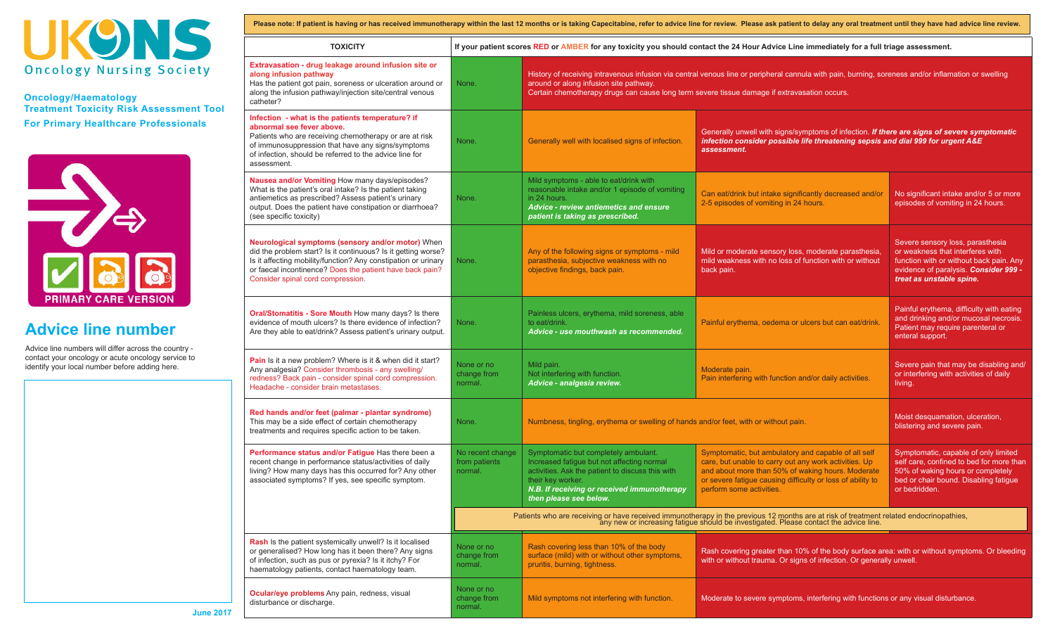# UKONS

Oncology Nursing Society

**Oncology/Haematology Treatment Toxicity Risk Assessment Tool For Primary Healthcare Professionals**

PRIMARY CARE VERSION

## Advice line number

Advice line numbers will differ across the country - contact your oncology or acute oncology service to identify your local number before adding here.

June 2017

**Please note: If patient is having or has received immunotherapy within the last 12 months or is taking Capecitabine, refer to advice line for review. Please ask patient to delay any oral treatment until they have had advice line review.**

| TOXICITY | If your patient scores RED or AMBER for any toxicity you should contact the 24 Hour Advice Line immediately for a full triage assessment. | | | |
|---|---|---|---|---|
| **Extravasation - drug leakage around infusion site or along infusion pathway** Has the patient got pain, soreness or ulceration around or along the infusion pathway/injection site/central venous catheter? | None. | History of receiving intravenous infusion via central venous line or peripheral cannula with pain, burning, soreness and/or inflamation or swelling around or along infusion site pathway. Certain chemotherapy drugs can cause long term severe tissue damage if extravasation occurs. | | |
| **Infection - what is the patients temperature? if abnormal see fever above.** Patients who are receiving chemotherapy or are at risk of immunosuppression that have any signs/symptoms of infection, should be referred to the advice line for assessment. | None. | Generally well with localised signs of infection. | Generally unwell with signs/symptoms of infection. ***If there are signs of severe symptomatic infection consider possible life threatening sepsis and dial 999 for urgent A&E assessment.*** | |
| **Nausea and/or Vomiting** How many days/episodes? What is the patient's oral intake? Is the patient taking antiemetics as prescribed? Assess patient's urinary output. Does the patient have constipation or diarrhoea? (see specific toxicity) | None. | Mild symptoms - able to eat/drink with reasonable intake and/or 1 episode of vomiting in 24 hours. ***Advice - review antiemetics and ensure patient is taking as prescribed.*** | Can eat/drink but intake significantly decreased and/or 2-5 episodes of vomiting in 24 hours. | No significant intake and/or 5 or more episodes of vomiting in 24 hours. |
| **Neurological symptoms (sensory and/or motor)** When did the problem start? Is it continuous? Is it getting worse? Is it affecting mobility/function? Any constipation or urinary or faecal incontinence? Does the patient have back pain? Consider spinal cord compression. | None. | Any of the following signs or symptoms - mild parasthesia, subjective weakness with no objective findings, back pain. | Mild or moderate sensory loss, moderate parasthesia, mild weakness with no loss of function with or without back pain. | Severe sensory loss, parasthesia or weakness that interferes with function with or without back pain. Any evidence of paralysis. ***Consider 999 - treat as unstable spine.*** |
| **Oral/Stomatitis - Sore Mouth** How many days? Is there evidence of mouth ulcers? Is there evidence of infection? Are they able to eat/drink? Assess patient's urinary output. | None. | Painless ulcers, erythema, mild soreness, able to eat/drink. ***Advice - use mouthwash as recommended.*** | Painful erythema, oedema or ulcers but can eat/drink. | Painful erythema, difficulty with eating and drinking and/or mucosal necrosis. Patient may require parenteral or enteral support. |
| **Pain** Is it a new problem? Where is it & when did it start? Any analgesia? Consider thrombosis - any swelling/ redness? Back pain - consider spinal cord compression. Headache - consider brain metastases. | None or no change from normal. | Mild pain. Not interfering with function. ***Advice - analgesia review.*** | Moderate pain. Pain interfering with function and/or daily activities. | Severe pain that may be disabling and/ or interfering with activities of daily living. |
| **Red hands and/or feet (palmar - plantar syndrome)** This may be a side effect of certain chemotherapy treatments and requires specific action to be taken. | None. | Numbness, tingling, erythema or swelling of hands and/or feet, with or without pain. | | Moist desquamation, ulceration, blistering and severe pain. |
| **Performance status and/or Fatigue** Has there been a recent change in performance status/activities of daily living? How many days has this occurred for? Any other associated symptoms? If yes, see specific symptom. | No recent change from patients normal. | Symptomatic but completely ambulant. Increased fatigue but not affecting normal activities. Ask the patient to discuss this with their key worker. ***N.B. If receiving or received immunotherapy then please see below.*** | Symptomatic, but ambulatory and capable of all self care, but unable to carry out any work activities. Up and about more than 50% of waking hours. Moderate or severe fatigue causing difficulty or loss of ability to perform some activities. | Symptomatic, capable of only limited self care, confined to bed for more than 50% of waking hours or completely bed or chair bound. Disabling fatigue or bedridden. |
| | Patients who are receiving or have received immunotherapy in the previous 12 months are at risk of treatment related endocrinopathies, any new or increasing fatigue should be investigated. Please contact the advice line. | | | |
| **Rash** Is the patient systemically unwell? Is it localised or generalised? How long has it been there? Any signs of infection, such as pus or pyrexia? Is it itchy? For haematology patients, contact haematology team. | None or no change from normal. | Rash covering less than 10% of the body surface (mild) with or without other symptoms, pruritis, burning, tightness. | Rash covering greater than 10% of the body surface area: with or without symptoms. Or bleeding with or without trauma. Or signs of infection. Or generally unwell. | |
| **Ocular/eye problems** Any pain, redness, visual disturbance or discharge. | None or no change from normal. | Mild symptoms not interfering with function. | Moderate to severe symptoms, interfering with functions or any visual disturbance. | |